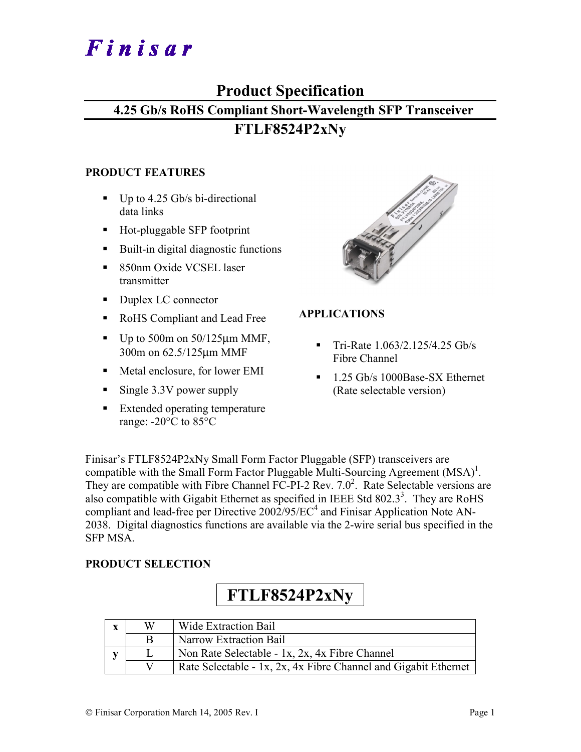# Finisar

## Product Specification

### 4.25 Gb/s RoHS Compliant Short-Wavelength SFP Transceiver

### FTLF8524P2xNy

**PRODUCT FEATURES**

- Up to 4.25 Gb/s bi-directional data links
- Hot-pluggable SFP footprint
- Built-in digital diagnostic functions
- 850nm Oxide VCSEL laser transmitter
- Duplex LC connector
- RoHS Compliant and Lead Free
- Up to 500m on 50/125µm MMF, 300m on 62.5/125µm MMF
- Metal enclosure, for lower EMI
- Single 3.3V power supply
- Extended operating temperature range: -20°C to 85°C

**APPLICATIONS**

- Tri-Rate 1.063/2.125/4.25 Gb/s Fibre Channel
- 1.25 Gb/s 1000Base-SX Ethernet (Rate selectable version)

Finisar's FTLF8524P2xNy Small Form Factor Pluggable (SFP) transceivers are compatible with the Small Form Factor Pluggable Multi-Sourcing Agreement (MSA)[1]. They are compatible with Fibre Channel FC-PI-2 Rev. 7.0[2]. Rate Selectable versions are also compatible with Gigabit Ethernet as specified in IEEE Std 802.3[3]. They are RoHS compliant and lead-free per Directive 2002/95/EC[4] and Finisar Application Note AN-2038. Digital diagnostics functions are available via the 2-wire serial bus specified in the SFP MSA.

**PRODUCT SELECTION**

**FTLF8524P2xNy**

| | | |
|---|---|---|
| **x** | W | Wide Extraction Bail |
| | B | Narrow Extraction Bail |
| **y** | L | Non Rate Selectable - 1x, 2x, 4x Fibre Channel |
| | V | Rate Selectable - 1x, 2x, 4x Fibre Channel and Gigabit Ethernet |

© Finisar Corporation March 14, 2005 Rev. I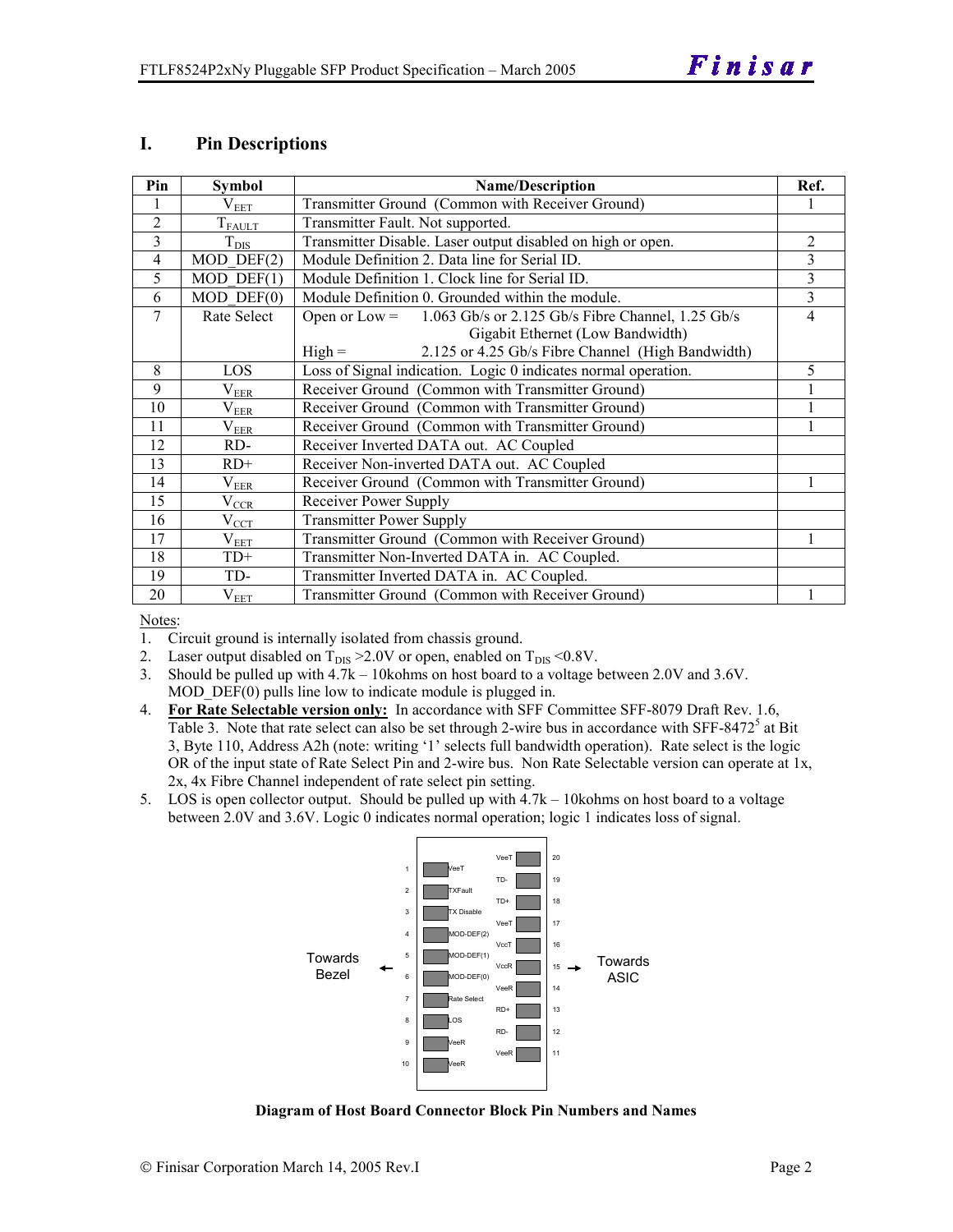## I. Pin Descriptions

| Pin | Symbol | Name/Description | Ref. |
|---|---|---|---|
| 1 | $V_{EET}$ | Transmitter Ground (Common with Receiver Ground) | 1 |
| 2 | $T_{FAULT}$ | Transmitter Fault. Not supported. | |
| 3 | $T_{DIS}$ | Transmitter Disable. Laser output disabled on high or open. | 2 |
| 4 | MOD_DEF(2) | Module Definition 2. Data line for Serial ID. | 3 |
| 5 | MOD_DEF(1) | Module Definition 1. Clock line for Serial ID. | 3 |
| 6 | MOD_DEF(0) | Module Definition 0. Grounded within the module. | 3 |
| 7 | Rate Select | Open or Low = 1.063 Gb/s or 2.125 Gb/s Fibre Channel, 1.25 Gb/s Gigabit Ethernet (Low Bandwidth)<br>High = 2.125 or 4.25 Gb/s Fibre Channel (High Bandwidth) | 4 |
| 8 | LOS | Loss of Signal indication. Logic 0 indicates normal operation. | 5 |
| 9 | $V_{EER}$ | Receiver Ground (Common with Transmitter Ground) | 1 |
| 10 | $V_{EER}$ | Receiver Ground (Common with Transmitter Ground) | 1 |
| 11 | $V_{EER}$ | Receiver Ground (Common with Transmitter Ground) | 1 |
| 12 | RD- | Receiver Inverted DATA out. AC Coupled | |
| 13 | RD+ | Receiver Non-inverted DATA out. AC Coupled | |
| 14 | $V_{EER}$ | Receiver Ground (Common with Transmitter Ground) | 1 |
| 15 | $V_{CCR}$ | Receiver Power Supply | |
| 16 | $V_{CCT}$ | Transmitter Power Supply | |
| 17 | $V_{EET}$ | Transmitter Ground (Common with Receiver Ground) | 1 |
| 18 | TD+ | Transmitter Non-Inverted DATA in. AC Coupled. | |
| 19 | TD- | Transmitter Inverted DATA in. AC Coupled. | |
| 20 | $V_{EET}$ | Transmitter Ground (Common with Receiver Ground) | 1 |

Notes:

1. Circuit ground is internally isolated from chassis ground.
2. Laser output disabled on $T_{DIS}$ >2.0V or open, enabled on $T_{DIS}$ <0.8V.
3. Should be pulled up with 4.7k – 10kohms on host board to a voltage between 2.0V and 3.6V. MOD_DEF(0) pulls line low to indicate module is plugged in.
4. **For Rate Selectable version only:** In accordance with SFF Committee SFF-8079 Draft Rev. 1.6, Table 3. Note that rate select can also be set through 2-wire bus in accordance with SFF-8472[5] at Bit 3, Byte 110, Address A2h (note: writing '1' selects full bandwidth operation). Rate select is the logic OR of the input state of Rate Select Pin and 2-wire bus. Non Rate Selectable version can operate at 1x, 2x, 4x Fibre Channel independent of rate select pin setting.
5. LOS is open collector output. Should be pulled up with 4.7k – 10kohms on host board to a voltage between 2.0V and 3.6V. Logic 0 indicates normal operation; logic 1 indicates loss of signal.

| Pin | Name | | Name | Pin |
|---|---|---|---|---|
| 1 | VeeT | | VeeT | 20 |
| 2 | TXFault | | TD- | 19 |
| 3 | TX Disable | | TD+ | 18 |
| 4 | MOD-DEF(2) | | VeeT | 17 |
| 5 | MOD-DEF(1) | | VccT | 16 |
| 6 | MOD-DEF(0) | | VccR | 15 |
| 7 | Rate Select | | VeeR | 14 |
| 8 | LOS | | RD+ | 13 |
| 9 | VeeR | | RD- | 12 |
| 10 | VeeR | | VeeR | 11 |

Towards Bezel ← → Towards ASIC

**Diagram of Host Board Connector Block Pin Numbers and Names**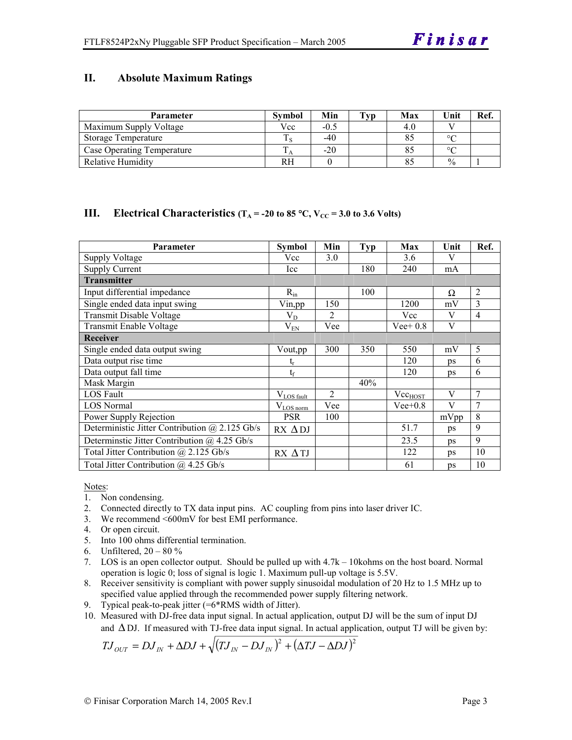## II. Absolute Maximum Ratings

| Parameter | Symbol | Min | Typ | Max | Unit | Ref. |
|---|---|---|---|---|---|---|
| Maximum Supply Voltage | Vcc | -0.5 | | 4.0 | V | |
| Storage Temperature | $T_S$ | -40 | | 85 | °C | |
| Case Operating Temperature | $T_A$ | -20 | | 85 | °C | |
| Relative Humidity | RH | 0 | | 85 | % | 1 |

## III. Electrical Characteristics ($T_A$ = -20 to 85 °C, $V_{CC}$ = 3.0 to 3.6 Volts)

| Parameter | Symbol | Min | Typ | Max | Unit | Ref. |
|---|---|---|---|---|---|---|
| Supply Voltage | Vcc | 3.0 | | 3.6 | V | |
| Supply Current | Icc | | 180 | 240 | mA | |
| **Transmitter** | | | | | | |
| Input differential impedance | $R_{in}$ | | 100 | | Ω | 2 |
| Single ended data input swing | Vin,pp | 150 | | 1200 | mV | 3 |
| Transmit Disable Voltage | $V_D$ | 2 | | Vcc | V | 4 |
| Transmit Enable Voltage | $V_{EN}$ | Vee | | Vee+ 0.8 | V | |
| **Receiver** | | | | | | |
| Single ended data output swing | Vout,pp | 300 | 350 | 550 | mV | 5 |
| Data output rise time | $t_r$ | | | 120 | ps | 6 |
| Data output fall time | $t_f$ | | | 120 | ps | 6 |
| Mask Margin | | | 40% | | | |
| LOS Fault | $V_{LOS\ fault}$ | 2 | | $Vcc_{HOST}$ | V | 7 |
| LOS Normal | $V_{LOS\ norm}$ | Vee | | Vee+0.8 | V | 7 |
| Power Supply Rejection | PSR | 100 | | | mVpp | 8 |
| Deterministic Jitter Contribution @ 2.125 Gb/s | RX ΔDJ | | | 51.7 | ps | 9 |
| Determinstic Jitter Contribution @ 4.25 Gb/s | | | | 23.5 | ps | 9 |
| Total Jitter Contribution @ 2.125 Gb/s | RX ΔTJ | | | 122 | ps | 10 |
| Total Jitter Contribution @ 4.25 Gb/s | | | | 61 | ps | 10 |

Notes:

1. Non condensing.
2. Connected directly to TX data input pins. AC coupling from pins into laser driver IC.
3. We recommend <600mV for best EMI performance.
4. Or open circuit.
5. Into 100 ohms differential termination.
6. Unfiltered, 20 – 80 %
7. LOS is an open collector output. Should be pulled up with 4.7k – 10kohms on the host board. Normal operation is logic 0; loss of signal is logic 1. Maximum pull-up voltage is 5.5V.
8. Receiver sensitivity is compliant with power supply sinusoidal modulation of 20 Hz to 1.5 MHz up to specified value applied through the recommended power supply filtering network.
9. Typical peak-to-peak jitter (=6*RMS width of Jitter).
10. Measured with DJ-free data input signal. In actual application, output DJ will be the sum of input DJ and ΔDJ. If measured with TJ-free data input signal. In actual application, output TJ will be given by:

$$TJ_{OUT} = DJ_{IN} + \Delta DJ + \sqrt{(TJ_{IN} - DJ_{IN})^2 + (\Delta TJ - \Delta DJ)^2}$$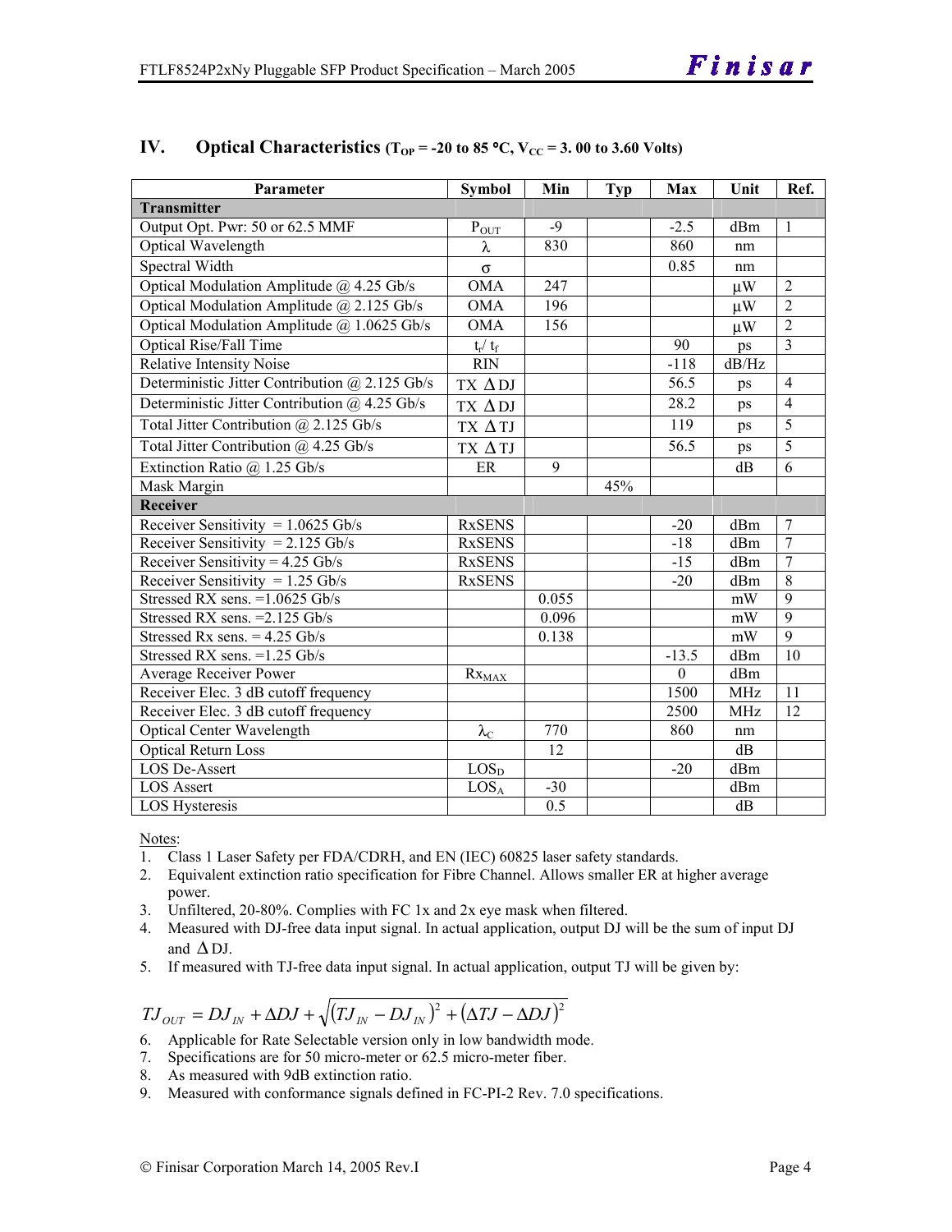## IV. Optical Characteristics ($T_{OP}$ = -20 to 85 °C, $V_{CC}$ = 3. 00 to 3.60 Volts)

| Parameter | Symbol | Min | Typ | Max | Unit | Ref. |
|---|---|---|---|---|---|---|
| **Transmitter** | | | | | | |
| Output Opt. Pwr: 50 or 62.5 MMF | $P_{OUT}$ | -9 | | -2.5 | dBm | 1 |
| Optical Wavelength | $\lambda$ | 830 | | 860 | nm | |
| Spectral Width | $\sigma$ | | | 0.85 | nm | |
| Optical Modulation Amplitude @ 4.25 Gb/s | OMA | 247 | | | μW | 2 |
| Optical Modulation Amplitude @ 2.125 Gb/s | OMA | 196 | | | μW | 2 |
| Optical Modulation Amplitude @ 1.0625 Gb/s | OMA | 156 | | | μW | 2 |
| Optical Rise/Fall Time | $t_r$/ $t_f$ | | | 90 | ps | 3 |
| Relative Intensity Noise | RIN | | | -118 | dB/Hz | |
| Deterministic Jitter Contribution @ 2.125 Gb/s | TX $\Delta$DJ | | | 56.5 | ps | 4 |
| Deterministic Jitter Contribution @ 4.25 Gb/s | TX $\Delta$DJ | | | 28.2 | ps | 4 |
| Total Jitter Contribution @ 2.125 Gb/s | TX $\Delta$TJ | | | 119 | ps | 5 |
| Total Jitter Contribution @ 4.25 Gb/s | TX $\Delta$TJ | | | 56.5 | ps | 5 |
| Extinction Ratio @ 1.25 Gb/s | ER | 9 | | | dB | 6 |
| Mask Margin | | | 45% | | | |
| **Receiver** | | | | | | |
| Receiver Sensitivity = 1.0625 Gb/s | RxSENS | | | -20 | dBm | 7 |
| Receiver Sensitivity = 2.125 Gb/s | RxSENS | | | -18 | dBm | 7 |
| Receiver Sensitivity = 4.25 Gb/s | RxSENS | | | -15 | dBm | 7 |
| Receiver Sensitivity = 1.25 Gb/s | RxSENS | | | -20 | dBm | 8 |
| Stressed RX sens. =1.0625 Gb/s | | 0.055 | | | mW | 9 |
| Stressed RX sens. =2.125 Gb/s | | 0.096 | | | mW | 9 |
| Stressed Rx sens. = 4.25 Gb/s | | 0.138 | | | mW | 9 |
| Stressed RX sens. =1.25 Gb/s | | | | -13.5 | dBm | 10 |
| Average Receiver Power | $Rx_{MAX}$ | | | 0 | dBm | |
| Receiver Elec. 3 dB cutoff frequency | | | | 1500 | MHz | 11 |
| Receiver Elec. 3 dB cutoff frequency | | | | 2500 | MHz | 12 |
| Optical Center Wavelength | $\lambda_C$ | 770 | | 860 | nm | |
| Optical Return Loss | | 12 | | | dB | |
| LOS De-Assert | $LOS_D$ | | | -20 | dBm | |
| LOS Assert | $LOS_A$ | -30 | | | dBm | |
| LOS Hysteresis | | 0.5 | | | dB | |

Notes:

1. Class 1 Laser Safety per FDA/CDRH, and EN (IEC) 60825 laser safety standards.
2. Equivalent extinction ratio specification for Fibre Channel. Allows smaller ER at higher average power.
3. Unfiltered, 20-80%. Complies with FC 1x and 2x eye mask when filtered.
4. Measured with DJ-free data input signal. In actual application, output DJ will be the sum of input DJ and $\Delta$DJ.
5. If measured with TJ-free data input signal. In actual application, output TJ will be given by:

$$TJ_{OUT} = DJ_{IN} + \Delta DJ + \sqrt{(TJ_{IN} - DJ_{IN})^2 + (\Delta TJ - \Delta DJ)^2}$$

6. Applicable for Rate Selectable version only in low bandwidth mode.
7. Specifications are for 50 micro-meter or 62.5 micro-meter fiber.
8. As measured with 9dB extinction ratio.
9. Measured with conformance signals defined in FC-PI-2 Rev. 7.0 specifications.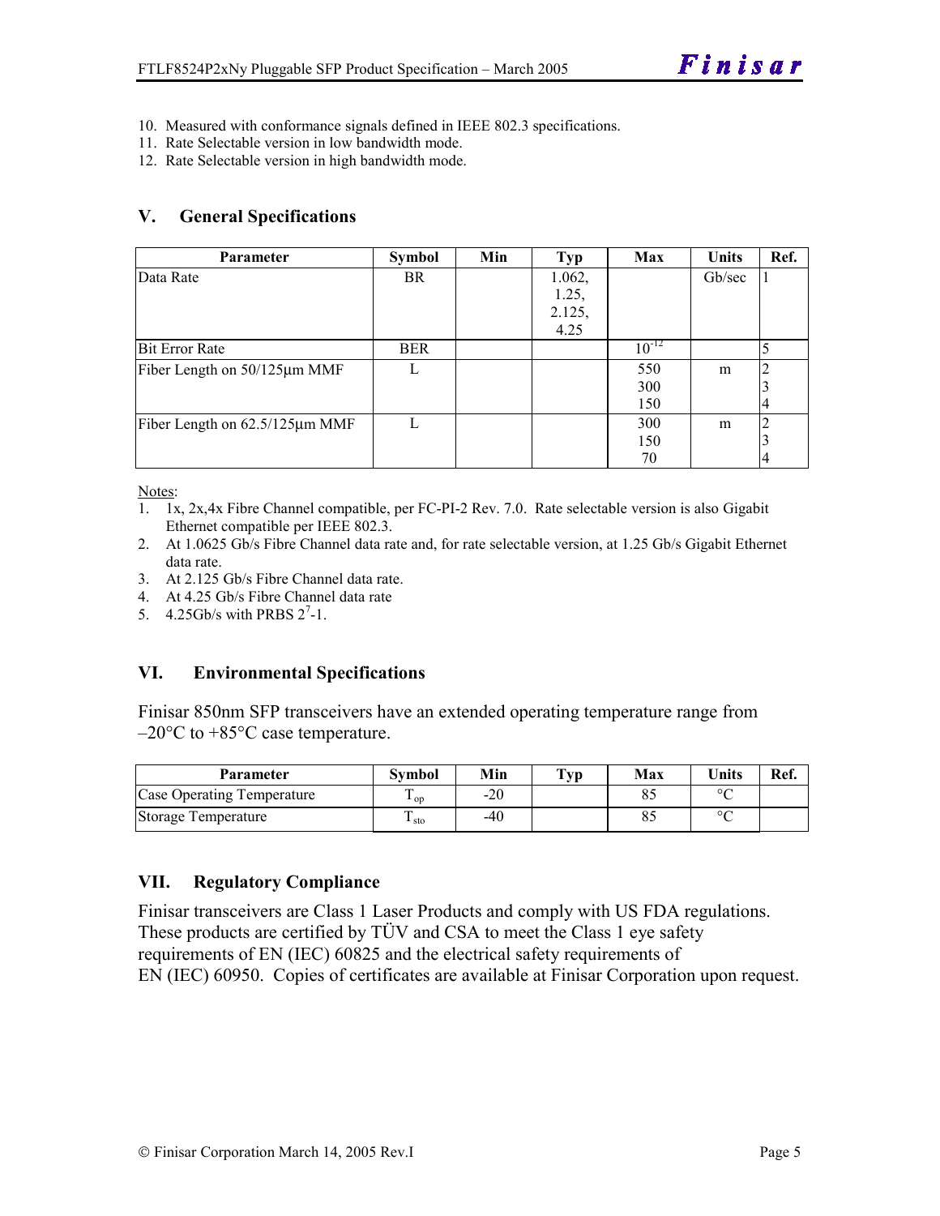10. Measured with conformance signals defined in IEEE 802.3 specifications.
11. Rate Selectable version in low bandwidth mode.
12. Rate Selectable version in high bandwidth mode.

## V. General Specifications

| Parameter | Symbol | Min | Typ | Max | Units | Ref. |
|---|---|---|---|---|---|---|
| Data Rate | BR | | 1.062, 1.25, 2.125, 4.25 | | Gb/sec | 1 |
| Bit Error Rate | BER | | | $10^{-12}$ | | 5 |
| Fiber Length on 50/125µm MMF | L | | | 550<br>300<br>150 | m | 2<br>3<br>4 |
| Fiber Length on 62.5/125µm MMF | L | | | 300<br>150<br>70 | m | 2<br>3<br>4 |

Notes:

1. 1x, 2x,4x Fibre Channel compatible, per FC-PI-2 Rev. 7.0. Rate selectable version is also Gigabit Ethernet compatible per IEEE 802.3.
2. At 1.0625 Gb/s Fibre Channel data rate and, for rate selectable version, at 1.25 Gb/s Gigabit Ethernet data rate.
3. At 2.125 Gb/s Fibre Channel data rate.
4. At 4.25 Gb/s Fibre Channel data rate
5. 4.25Gb/s with PRBS $2^7$-1.

## VI. Environmental Specifications

Finisar 850nm SFP transceivers have an extended operating temperature range from –20°C to +85°C case temperature.

| Parameter | Symbol | Min | Typ | Max | Units | Ref. |
|---|---|---|---|---|---|---|
| Case Operating Temperature | $T_{op}$ | -20 | | 85 | °C | |
| Storage Temperature | $T_{sto}$ | -40 | | 85 | °C | |

## VII. Regulatory Compliance

Finisar transceivers are Class 1 Laser Products and comply with US FDA regulations. These products are certified by TÜV and CSA to meet the Class 1 eye safety requirements of EN (IEC) 60825 and the electrical safety requirements of EN (IEC) 60950. Copies of certificates are available at Finisar Corporation upon request.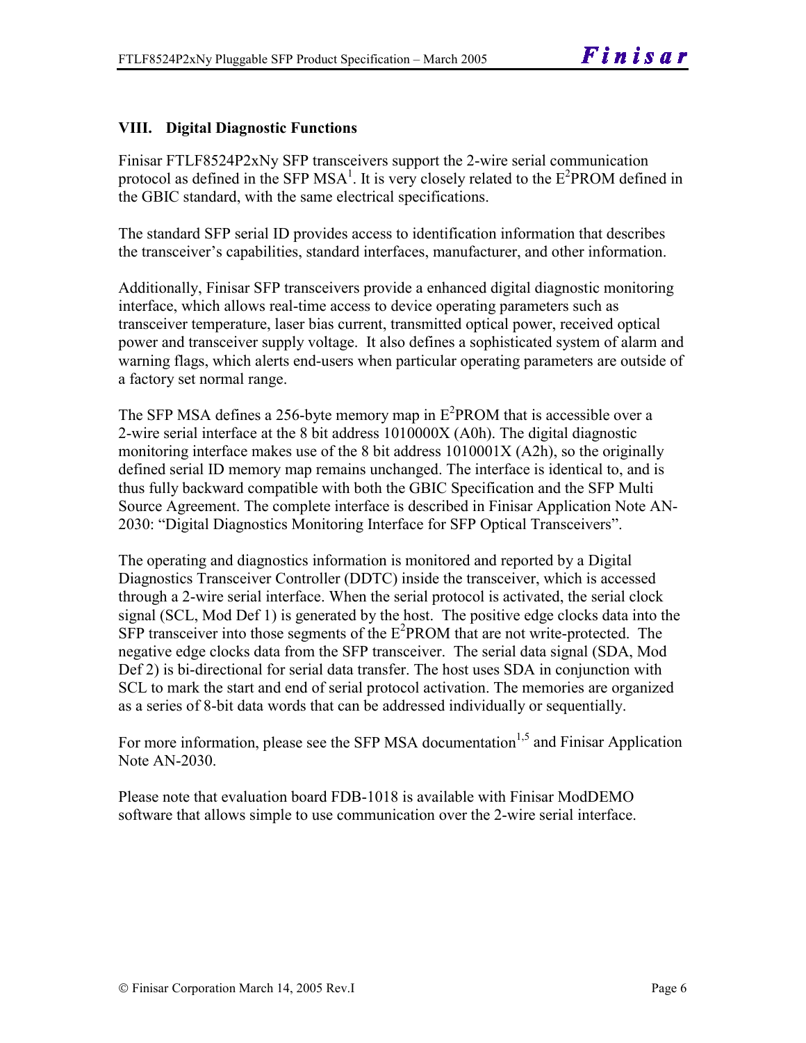## VIII. Digital Diagnostic Functions

Finisar FTLF8524P2xNy SFP transceivers support the 2-wire serial communication protocol as defined in the SFP MSA[1]. It is very closely related to the $E^2$PROM defined in the GBIC standard, with the same electrical specifications.

The standard SFP serial ID provides access to identification information that describes the transceiver's capabilities, standard interfaces, manufacturer, and other information.

Additionally, Finisar SFP transceivers provide a enhanced digital diagnostic monitoring interface, which allows real-time access to device operating parameters such as transceiver temperature, laser bias current, transmitted optical power, received optical power and transceiver supply voltage. It also defines a sophisticated system of alarm and warning flags, which alerts end-users when particular operating parameters are outside of a factory set normal range.

The SFP MSA defines a 256-byte memory map in $E^2$PROM that is accessible over a 2-wire serial interface at the 8 bit address 1010000X (A0h). The digital diagnostic monitoring interface makes use of the 8 bit address 1010001X (A2h), so the originally defined serial ID memory map remains unchanged. The interface is identical to, and is thus fully backward compatible with both the GBIC Specification and the SFP Multi Source Agreement. The complete interface is described in Finisar Application Note AN-2030: "Digital Diagnostics Monitoring Interface for SFP Optical Transceivers".

The operating and diagnostics information is monitored and reported by a Digital Diagnostics Transceiver Controller (DDTC) inside the transceiver, which is accessed through a 2-wire serial interface. When the serial protocol is activated, the serial clock signal (SCL, Mod Def 1) is generated by the host. The positive edge clocks data into the SFP transceiver into those segments of the $E^2$PROM that are not write-protected. The negative edge clocks data from the SFP transceiver. The serial data signal (SDA, Mod Def 2) is bi-directional for serial data transfer. The host uses SDA in conjunction with SCL to mark the start and end of serial protocol activation. The memories are organized as a series of 8-bit data words that can be addressed individually or sequentially.

For more information, please see the SFP MSA documentation[1,5] and Finisar Application Note AN-2030.

Please note that evaluation board FDB-1018 is available with Finisar ModDEMO software that allows simple to use communication over the 2-wire serial interface.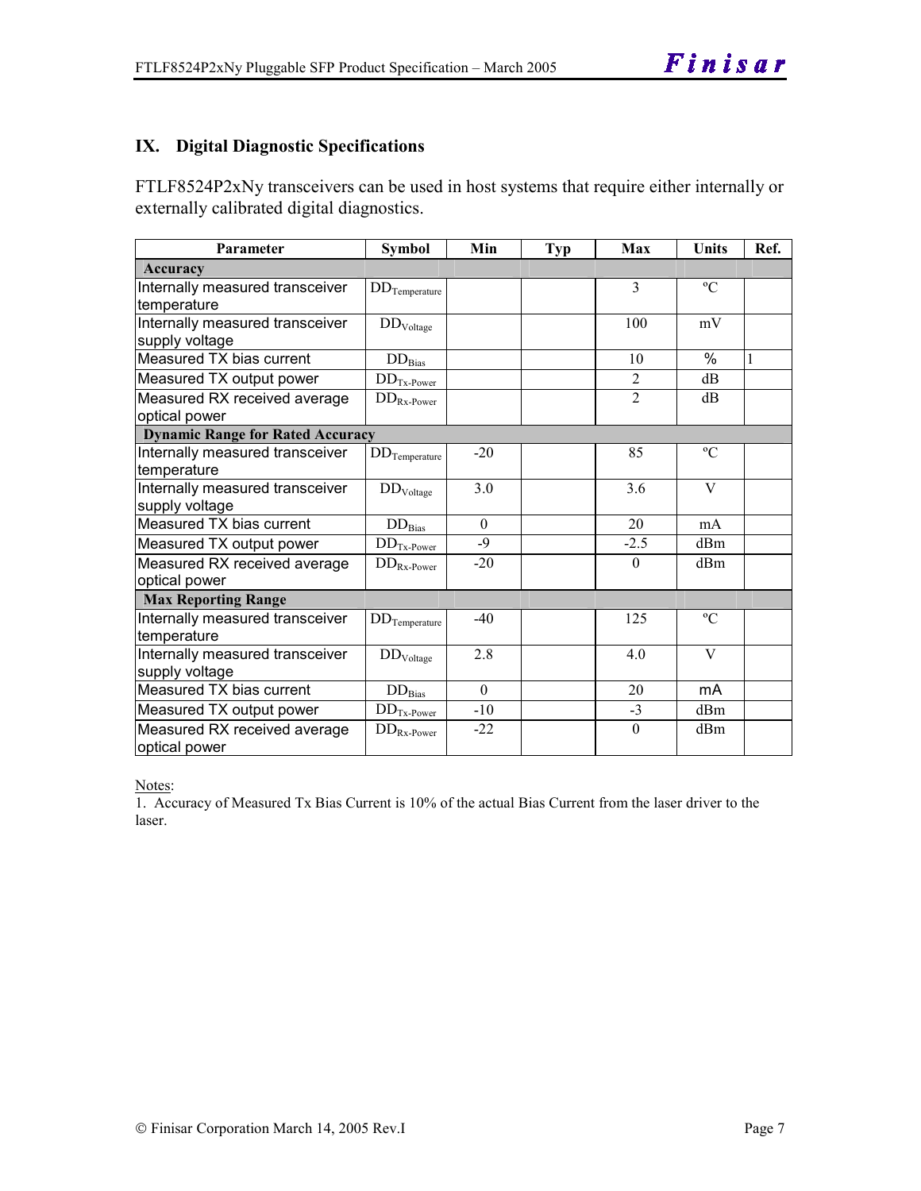## IX. Digital Diagnostic Specifications

FTLF8524P2xNy transceivers can be used in host systems that require either internally or externally calibrated digital diagnostics.

| Parameter | Symbol | Min | Typ | Max | Units | Ref. |
|---|---|---|---|---|---|---|
| **Accuracy** | | | | | | |
| Internally measured transceiver temperature | $DD_{Temperature}$ | | | 3 | ºC | |
| Internally measured transceiver supply voltage | $DD_{Voltage}$ | | | 100 | mV | |
| Measured TX bias current | $DD_{Bias}$ | | | 10 | % | 1 |
| Measured TX output power | $DD_{Tx\text{-}Power}$ | | | 2 | dB | |
| Measured RX received average optical power | $DD_{Rx\text{-}Power}$ | | | 2 | dB | |
| **Dynamic Range for Rated Accuracy** | | | | | | |
| Internally measured transceiver temperature | $DD_{Temperature}$ | -20 | | 85 | ºC | |
| Internally measured transceiver supply voltage | $DD_{Voltage}$ | 3.0 | | 3.6 | V | |
| Measured TX bias current | $DD_{Bias}$ | 0 | | 20 | mA | |
| Measured TX output power | $DD_{Tx\text{-}Power}$ | -9 | | -2.5 | dBm | |
| Measured RX received average optical power | $DD_{Rx\text{-}Power}$ | -20 | | 0 | dBm | |
| **Max Reporting Range** | | | | | | |
| Internally measured transceiver temperature | $DD_{Temperature}$ | -40 | | 125 | ºC | |
| Internally measured transceiver supply voltage | $DD_{Voltage}$ | 2.8 | | 4.0 | V | |
| Measured TX bias current | $DD_{Bias}$ | 0 | | 20 | mA | |
| Measured TX output power | $DD_{Tx\text{-}Power}$ | -10 | | -3 | dBm | |
| Measured RX received average optical power | $DD_{Rx\text{-}Power}$ | -22 | | 0 | dBm | |

Notes:

1. Accuracy of Measured Tx Bias Current is 10% of the actual Bias Current from the laser driver to the laser.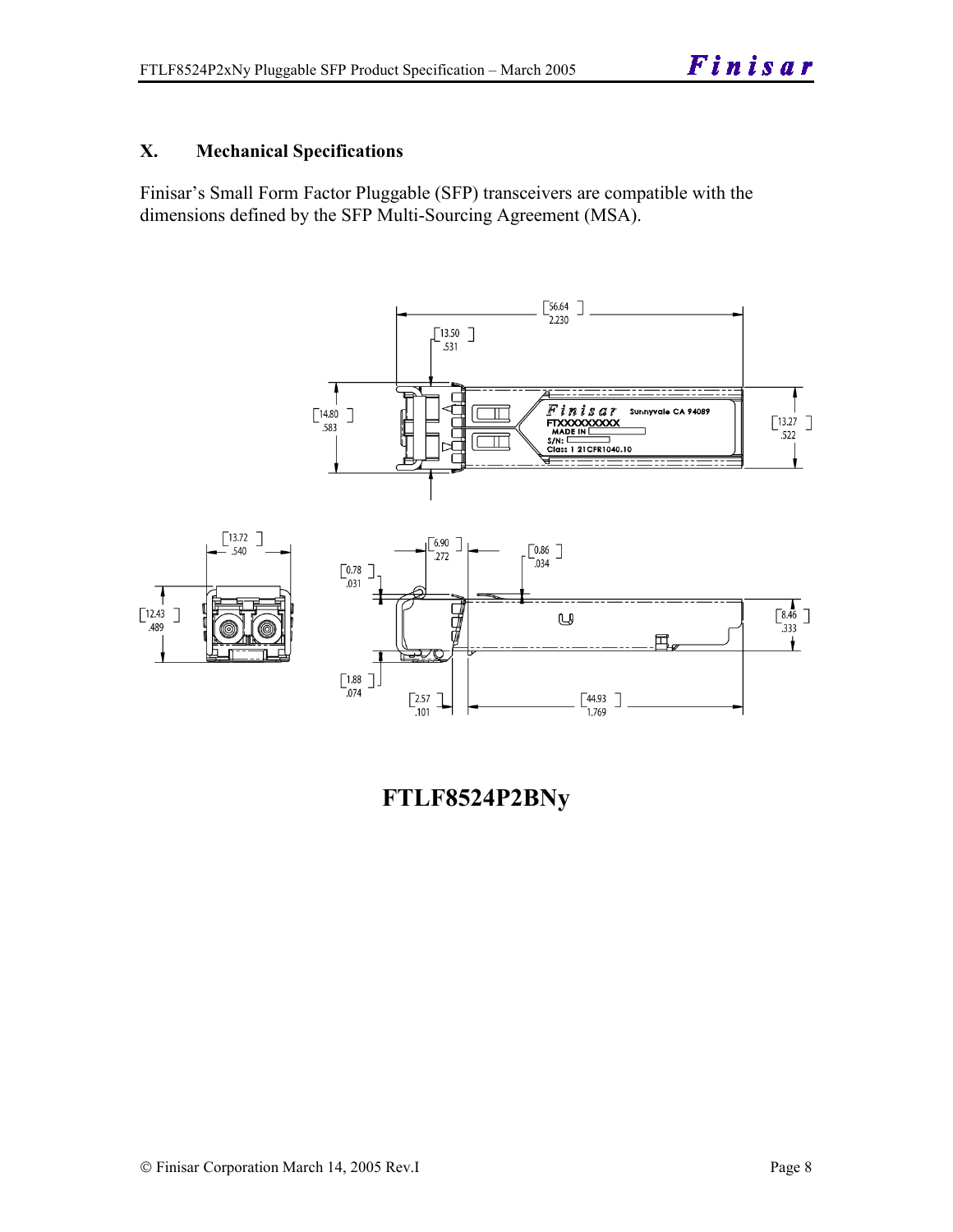## X. Mechanical Specifications

Finisar's Small Form Factor Pluggable (SFP) transceivers are compatible with the dimensions defined by the SFP Multi-Sourcing Agreement (MSA).

**FTLF8524P2BNy**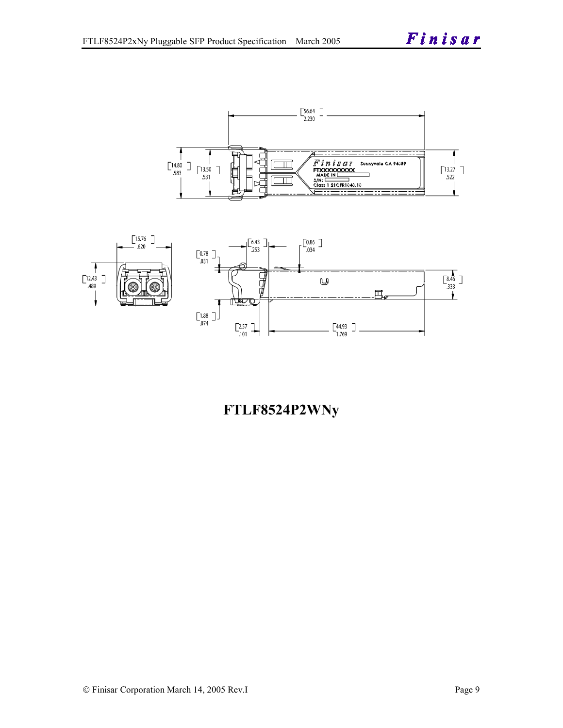**FTLF8524P2WNy**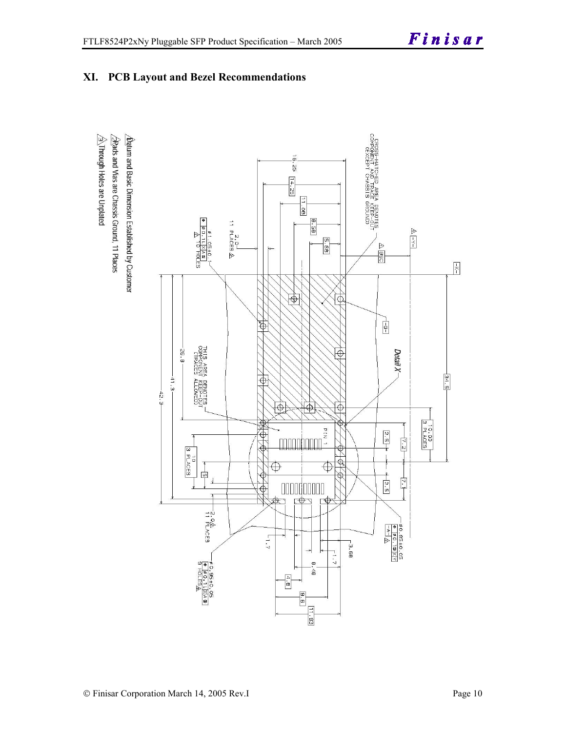# XI. PCB Layout and Bezel Recommendations

CROSS-HATCHED AREA DENOTES COMPONENT AND TRACE KEEP-OUT (EXCEPT CHASSIS GROUND)

THIS AREA DENOTES COMPONENT KEEP-OUT (TRACES ALLOWED)

Detail X

PIN 1

16.25, 14.25, 11.08, 8.58, 5.68, 8SC, 34.5, 26.8, 41.3, 42.3, 10.00 3 PLACES, 10 3 PLACES, 5, 7.2, 2.5, 7.1, 2.5, 2.0 11 PLACES, 1.7, 3.68, 1.7, 8.48, 4.8, 9.6, 11.93

ø1.05±0.1 ⊕ ø0.1 L X A S 16 HOLES

ø0.85±0.05 ⊕ ø0.1 L X A S 9 HOLES

ø0.85±0.05 ⊕ ø0.1 M X Y

1. Datum and Basic Dimension Established by Customer
2. Pads and Vias are Chassis Ground, 11 Places
3. Through Holes are Unplated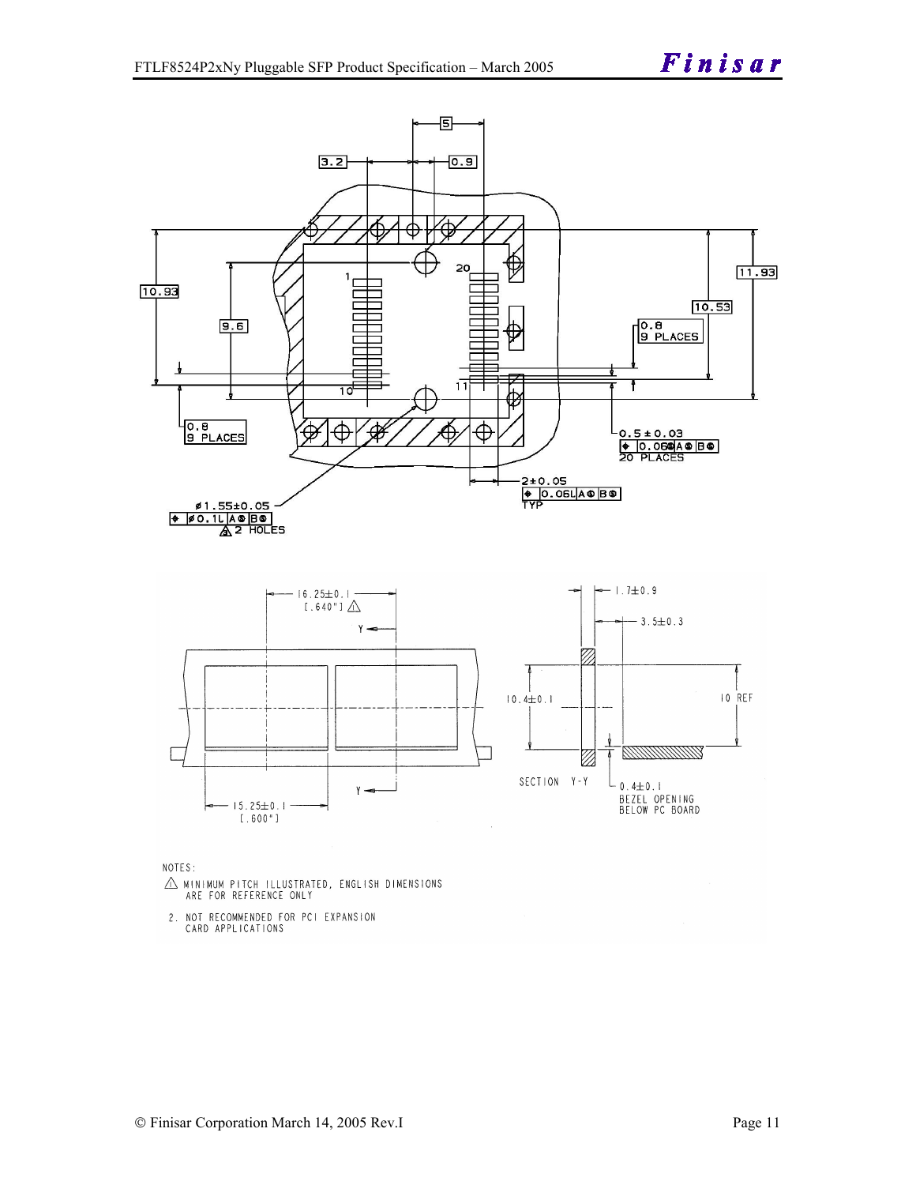NOTES:

1. MINIMUM PITCH ILLUSTRATED, ENGLISH DIMENSIONS ARE FOR REFERENCE ONLY

2. NOT RECOMMENDED FOR PCI EXPANSION CARD APPLICATIONS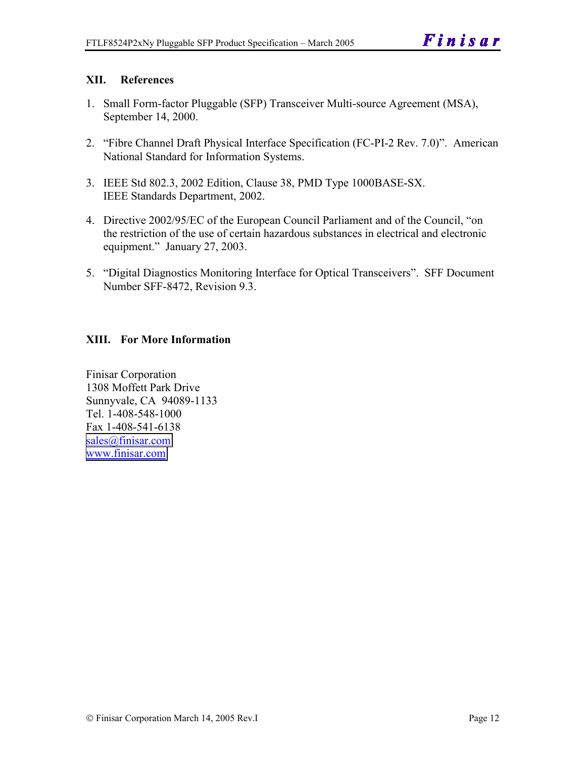## XII. References

1. Small Form-factor Pluggable (SFP) Transceiver Multi-source Agreement (MSA), September 14, 2000.

2. "Fibre Channel Draft Physical Interface Specification (FC-PI-2 Rev. 7.0)". American National Standard for Information Systems.

3. IEEE Std 802.3, 2002 Edition, Clause 38, PMD Type 1000BASE-SX. IEEE Standards Department, 2002.

4. Directive 2002/95/EC of the European Council Parliament and of the Council, "on the restriction of the use of certain hazardous substances in electrical and electronic equipment." January 27, 2003.

5. "Digital Diagnostics Monitoring Interface for Optical Transceivers". SFF Document Number SFF-8472, Revision 9.3.

## XIII. For More Information

Finisar Corporation
1308 Moffett Park Drive
Sunnyvale, CA 94089-1133
Tel. 1-408-548-1000
Fax 1-408-541-6138
sales@finisar.com
www.finisar.com